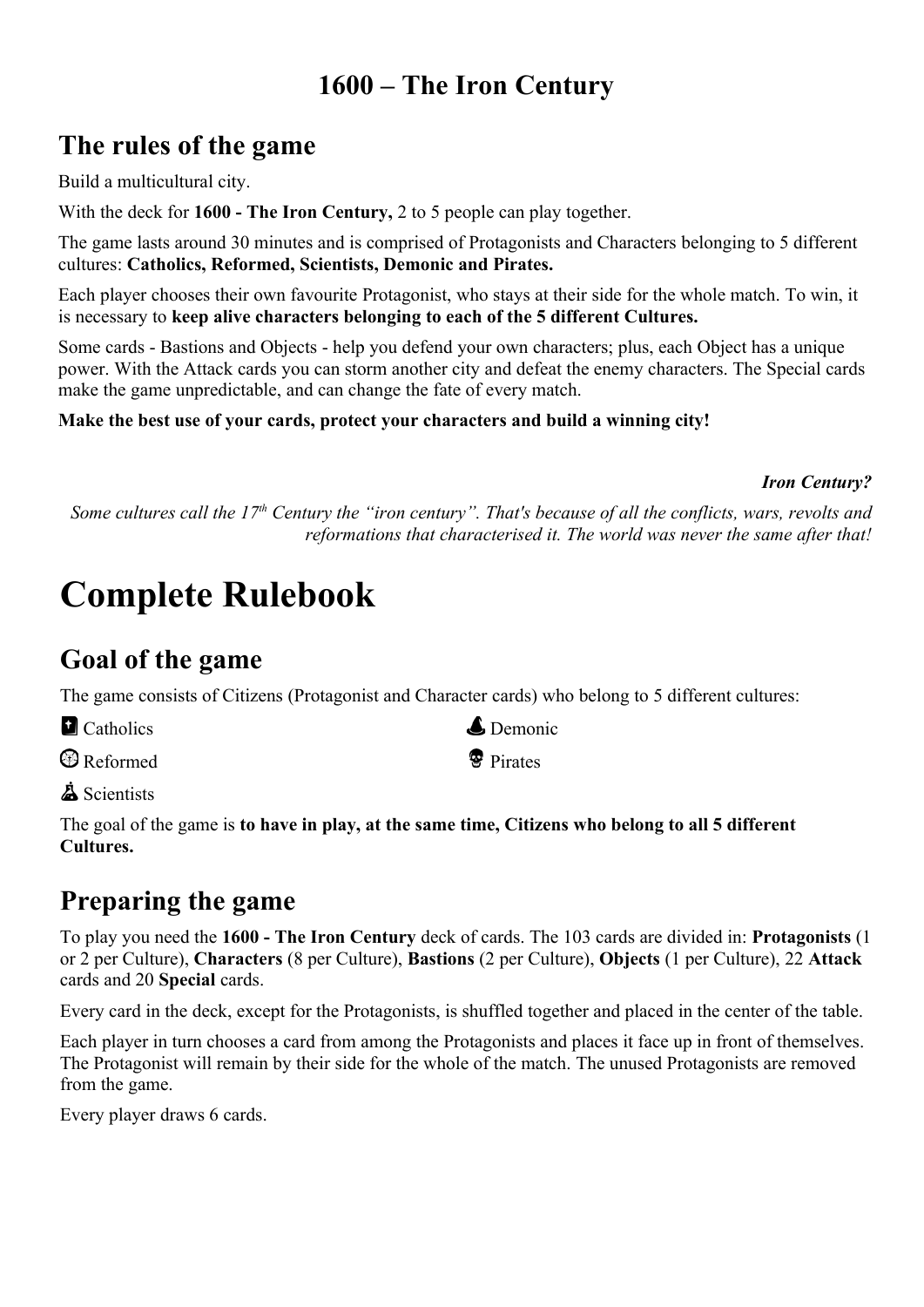# 1600 – The Iron Century

## The rules of the game

Build a multicultural city.

With the deck for **1600 - The Iron Century,** 2 to 5 people can play together.

The game lasts around 30 minutes and is comprised of Protagonists and Characters belonging to 5 different cultures: **Catholics, Reformed, Scientists, Demonic and Pirates.**

Each player chooses their own favourite Protagonist, who stays at their side for the whole match. To win, it is necessary to **keep alive characters belonging to each of the 5 different Cultures.**

Some cards - Bastions and Objects - help you defend your own characters; plus, each Object has a unique power. With the Attack cards you can storm another city and defeat the enemy characters. The Special cards make the game unpredictable, and can change the fate of every match.

**Make the best use of your cards, protect your characters and build a winning city!**

***Iron Century?***

*Some cultures call the 17th Century the "iron century". That's because of all the conflicts, wars, revolts and reformations that characterised it. The world was never the same after that!*

# Complete Rulebook

## Goal of the game

The game consists of Citizens (Protagonist and Character cards) who belong to 5 different cultures:

- Catholics
- Reformed
- Scientists
- Demonic
- Pirates

The goal of the game is **to have in play, at the same time, Citizens who belong to all 5 different Cultures.**

## Preparing the game

To play you need the **1600 - The Iron Century** deck of cards. The 103 cards are divided in: **Protagonists** (1 or 2 per Culture), **Characters** (8 per Culture), **Bastions** (2 per Culture), **Objects** (1 per Culture), 22 **Attack** cards and 20 **Special** cards.

Every card in the deck, except for the Protagonists, is shuffled together and placed in the center of the table.

Each player in turn chooses a card from among the Protagonists and places it face up in front of themselves. The Protagonist will remain by their side for the whole of the match. The unused Protagonists are removed from the game.

Every player draws 6 cards.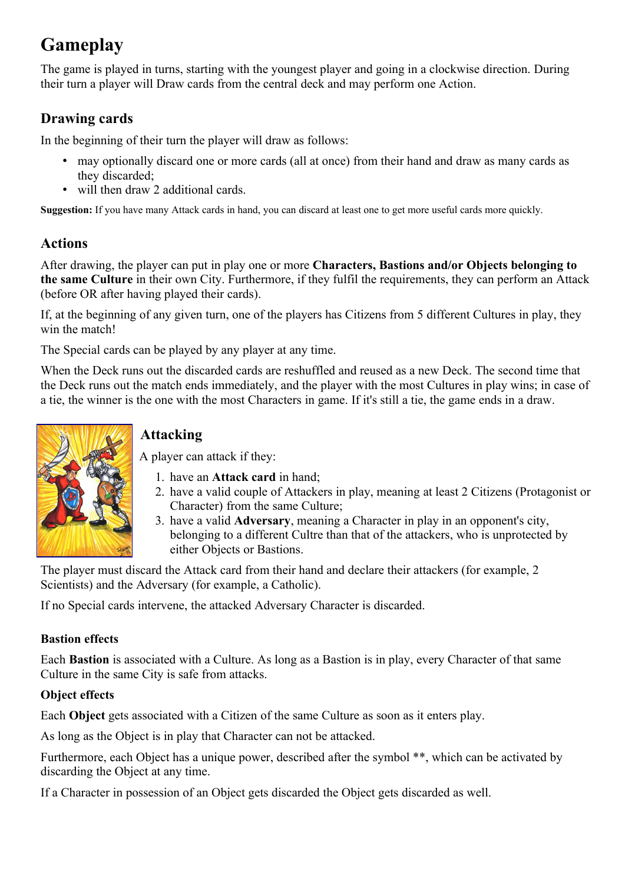# Gameplay

The game is played in turns, starting with the youngest player and going in a clockwise direction. During their turn a player will Draw cards from the central deck and may perform one Action.

## Drawing cards

In the beginning of their turn the player will draw as follows:

- may optionally discard one or more cards (all at once) from their hand and draw as many cards as they discarded;
- will then draw 2 additional cards.

**Suggestion:** If you have many Attack cards in hand, you can discard at least one to get more useful cards more quickly.

## Actions

After drawing, the player can put in play one or more **Characters, Bastions and/or Objects belonging to the same Culture** in their own City. Furthermore, if they fulfil the requirements, they can perform an Attack (before OR after having played their cards).

If, at the beginning of any given turn, one of the players has Citizens from 5 different Cultures in play, they win the match!

The Special cards can be played by any player at any time.

When the Deck runs out the discarded cards are reshuffled and reused as a new Deck. The second time that the Deck runs out the match ends immediately, and the player with the most Cultures in play wins; in case of a tie, the winner is the one with the most Characters in game. If it's still a tie, the game ends in a draw.

## Attacking

A player can attack if they:

1. have an **Attack card** in hand;
2. have a valid couple of Attackers in play, meaning at least 2 Citizens (Protagonist or Character) from the same Culture;
3. have a valid **Adversary**, meaning a Character in play in an opponent's city, belonging to a different Cultre than that of the attackers, who is unprotected by either Objects or Bastions.

The player must discard the Attack card from their hand and declare their attackers (for example, 2 Scientists) and the Adversary (for example, a Catholic).

If no Special cards intervene, the attacked Adversary Character is discarded.

### Bastion effects

Each **Bastion** is associated with a Culture. As long as a Bastion is in play, every Character of that same Culture in the same City is safe from attacks.

### Object effects

Each **Object** gets associated with a Citizen of the same Culture as soon as it enters play.

As long as the Object is in play that Character can not be attacked.

Furthermore, each Object has a unique power, described after the symbol **, which can be activated by discarding the Object at any time.

If a Character in possession of an Object gets discarded the Object gets discarded as well.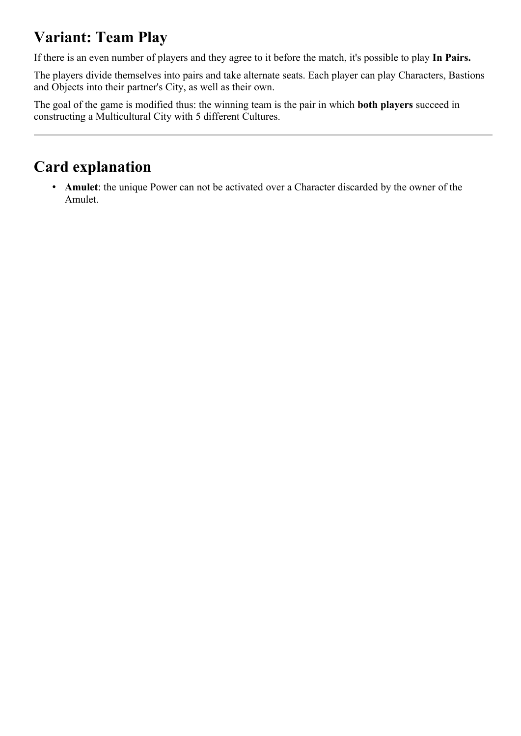## Variant: Team Play

If there is an even number of players and they agree to it before the match, it's possible to play **In Pairs.**

The players divide themselves into pairs and take alternate seats. Each player can play Characters, Bastions and Objects into their partner's City, as well as their own.

The goal of the game is modified thus: the winning team is the pair in which **both players** succeed in constructing a Multicultural City with 5 different Cultures.

---

## Card explanation

- **Amulet**: the unique Power can not be activated over a Character discarded by the owner of the Amulet.